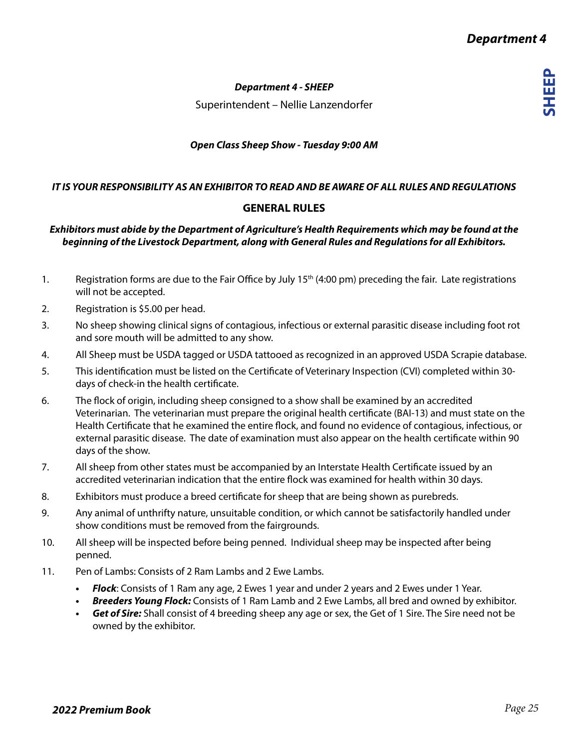# Department 4 - SHEEP

Superintendent – Nellie Lanzendorfer

***Open Class Sheep Show - Tuesday 9:00 AM***

***IT IS YOUR RESPONSIBILITY AS AN EXHIBITOR TO READ AND BE AWARE OF ALL RULES AND REGULATIONS***

## GENERAL RULES

***Exhibitors must abide by the Department of Agriculture's Health Requirements which may be found at the beginning of the Livestock Department, along with General Rules and Regulations for all Exhibitors.***

1. Registration forms are due to the Fair Office by July 15th (4:00 pm) preceding the fair. Late registrations will not be accepted.
2. Registration is $5.00 per head.
3. No sheep showing clinical signs of contagious, infectious or external parasitic disease including foot rot and sore mouth will be admitted to any show.
4. All Sheep must be USDA tagged or USDA tattooed as recognized in an approved USDA Scrapie database.
5. This identification must be listed on the Certificate of Veterinary Inspection (CVI) completed within 30-days of check-in the health certificate.
6. The flock of origin, including sheep consigned to a show shall be examined by an accredited Veterinarian. The veterinarian must prepare the original health certificate (BAI-13) and must state on the Health Certificate that he examined the entire flock, and found no evidence of contagious, infectious, or external parasitic disease. The date of examination must also appear on the health certificate within 90 days of the show.
7. All sheep from other states must be accompanied by an Interstate Health Certificate issued by an accredited veterinarian indication that the entire flock was examined for health within 30 days.
8. Exhibitors must produce a breed certificate for sheep that are being shown as purebreds.
9. Any animal of unthrifty nature, unsuitable condition, or which cannot be satisfactorily handled under show conditions must be removed from the fairgrounds.
10. All sheep will be inspected before being penned. Individual sheep may be inspected after being penned.
11. Pen of Lambs: Consists of 2 Ram Lambs and 2 Ewe Lambs.
    - ***Flock***: Consists of 1 Ram any age, 2 Ewes 1 year and under 2 years and 2 Ewes under 1 Year.
    - ***Breeders Young Flock:*** Consists of 1 Ram Lamb and 2 Ewe Lambs, all bred and owned by exhibitor.
    - ***Get of Sire:*** Shall consist of 4 breeding sheep any age or sex, the Get of 1 Sire. The Sire need not be owned by the exhibitor.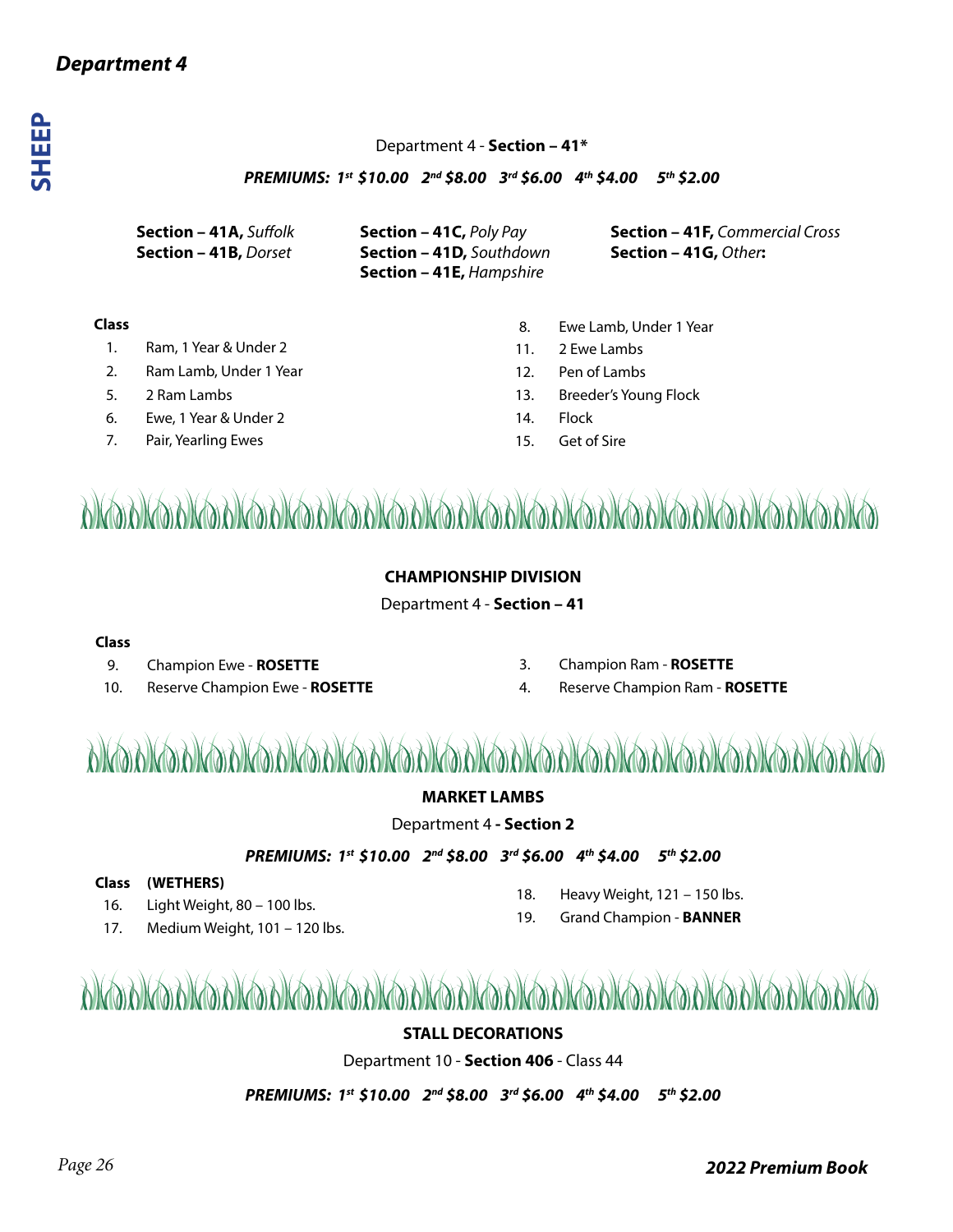## Department 4

**SHEEP**

Department 4 - **Section – 41***

***PREMIUMS: 1st $10.00 2nd $8.00 3rd $6.00 4th $4.00 5th $2.00***

**Section – 41A,** *Suffolk*
**Section – 41B,** *Dorset*
**Section – 41C,** *Poly Pay*
**Section – 41D,** *Southdown*
**Section – 41E,** *Hampshire*
**Section – 41F,** *Commercial Cross*
**Section – 41G,** *Other***:**

**Class**

1. Ram, 1 Year & Under 2
2. Ram Lamb, Under 1 Year
5. 2 Ram Lambs
6. Ewe, 1 Year & Under 2
7. Pair, Yearling Ewes
8. Ewe Lamb, Under 1 Year
11. 2 Ewe Lambs
12. Pen of Lambs
13. Breeder's Young Flock
14. Flock
15. Get of Sire

### CHAMPIONSHIP DIVISION

Department 4 - **Section – 41**

**Class**

9. Champion Ewe - **ROSETTE**
10. Reserve Champion Ewe - **ROSETTE**
3. Champion Ram - **ROSETTE**
4. Reserve Champion Ram - **ROSETTE**

### MARKET LAMBS

Department 4 **- Section 2**

***PREMIUMS: 1st $10.00 2nd $8.00 3rd $6.00 4th $4.00 5th $2.00***

**Class (WETHERS)**

16. Light Weight, 80 – 100 lbs.
17. Medium Weight, 101 – 120 lbs.
18. Heavy Weight, 121 – 150 lbs.
19. Grand Champion - **BANNER**

### STALL DECORATIONS

Department 10 - **Section 406** - Class 44

***PREMIUMS: 1st $10.00 2nd $8.00 3rd $6.00 4th $4.00 5th $2.00***